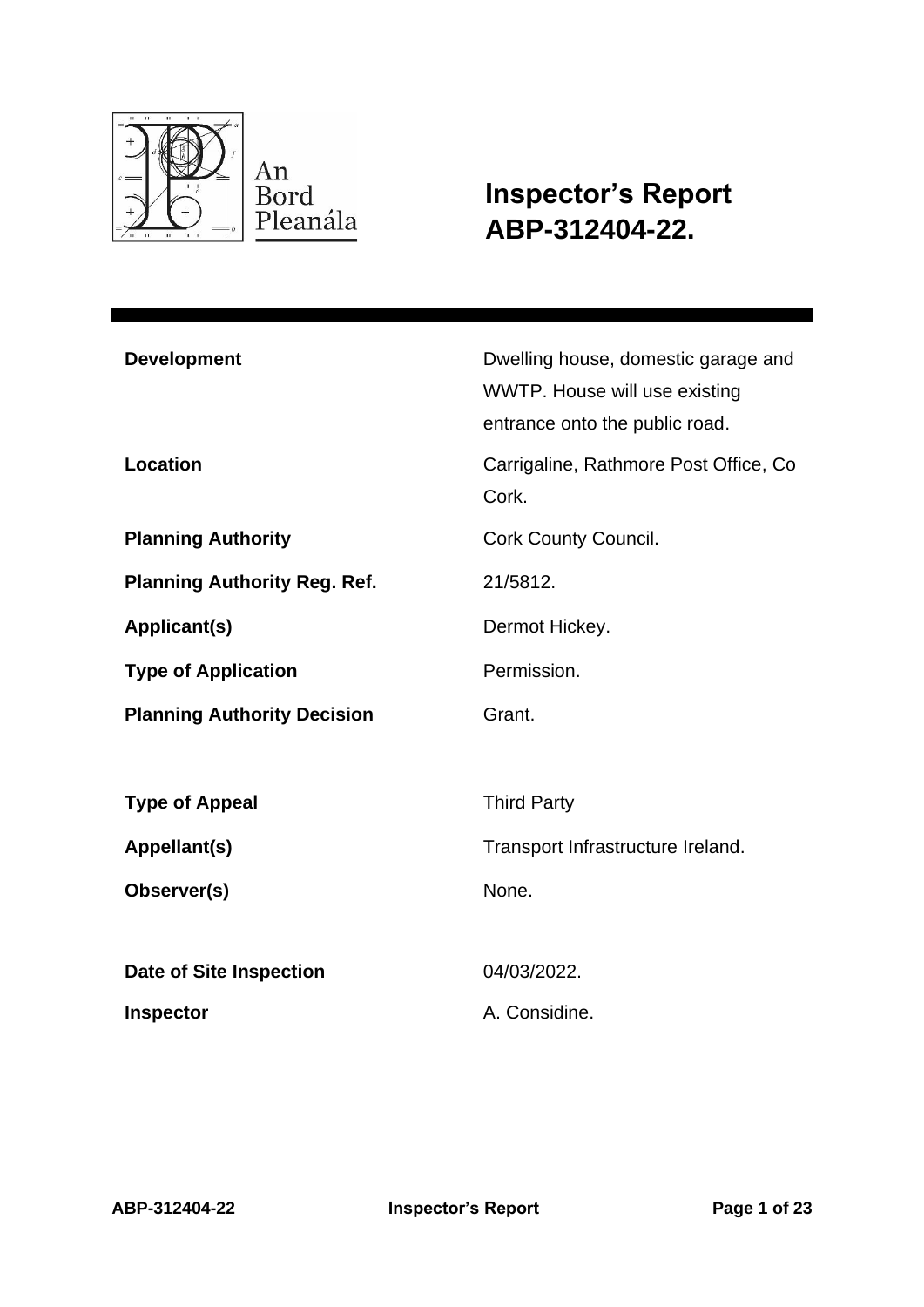An Bord Pleanála

# Inspector's Report ABP-312404-22.

| | |
|---|---|
| **Development** | Dwelling house, domestic garage and WWTP. House will use existing entrance onto the public road. |
| **Location** | Carrigaline, Rathmore Post Office, Co Cork. |
| **Planning Authority** | Cork County Council. |
| **Planning Authority Reg. Ref.** | 21/5812. |
| **Applicant(s)** | Dermot Hickey. |
| **Type of Application** | Permission. |
| **Planning Authority Decision** | Grant. |
| | |
| **Type of Appeal** | Third Party |
| **Appellant(s)** | Transport Infrastructure Ireland. |
| **Observer(s)** | None. |
| | |
| **Date of Site Inspection** | 04/03/2022. |
| **Inspector** | A. Considine. |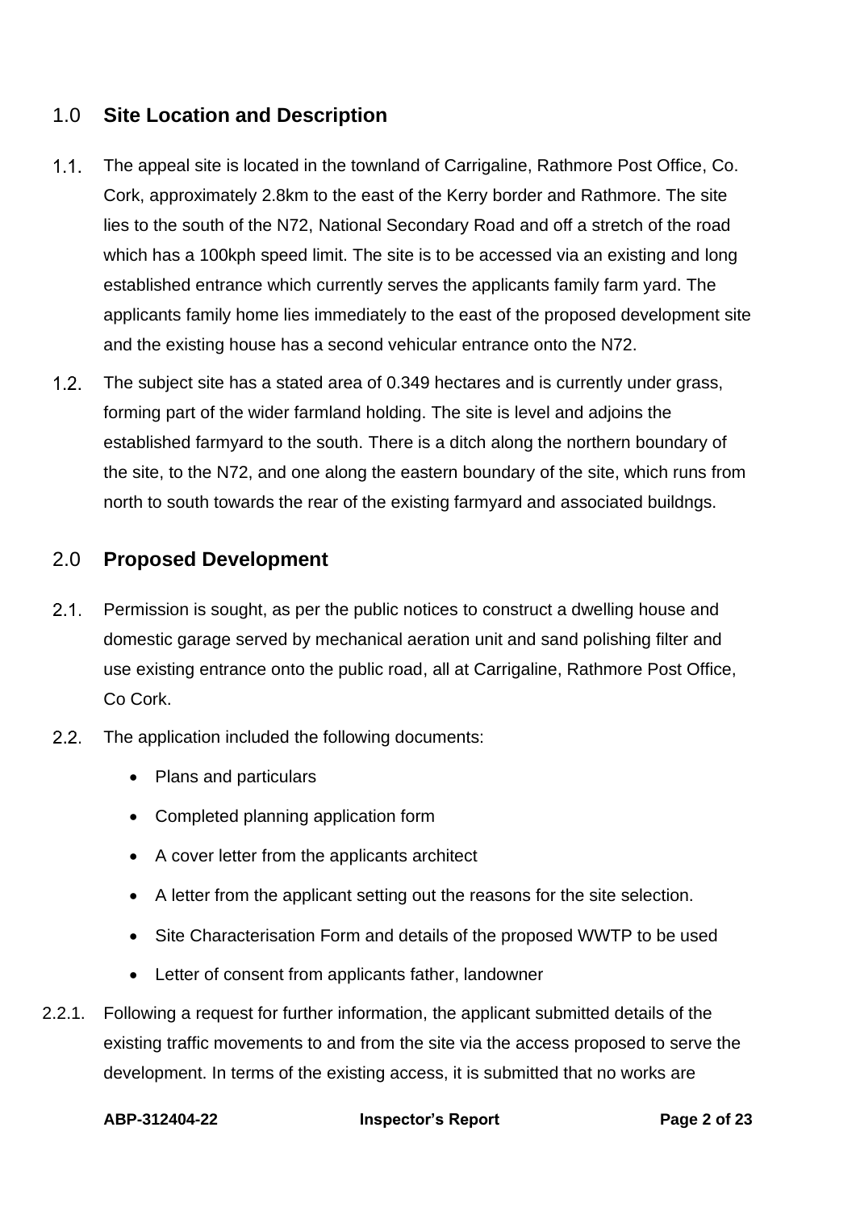## 1.0 Site Location and Description

1.1. The appeal site is located in the townland of Carrigaline, Rathmore Post Office, Co. Cork, approximately 2.8km to the east of the Kerry border and Rathmore. The site lies to the south of the N72, National Secondary Road and off a stretch of the road which has a 100kph speed limit. The site is to be accessed via an existing and long established entrance which currently serves the applicants family farm yard. The applicants family home lies immediately to the east of the proposed development site and the existing house has a second vehicular entrance onto the N72.

1.2. The subject site has a stated area of 0.349 hectares and is currently under grass, forming part of the wider farmland holding. The site is level and adjoins the established farmyard to the south. There is a ditch along the northern boundary of the site, to the N72, and one along the eastern boundary of the site, which runs from north to south towards the rear of the existing farmyard and associated buildngs.

## 2.0 Proposed Development

2.1. Permission is sought, as per the public notices to construct a dwelling house and domestic garage served by mechanical aeration unit and sand polishing filter and use existing entrance onto the public road, all at Carrigaline, Rathmore Post Office, Co Cork.

2.2. The application included the following documents:

- Plans and particulars
- Completed planning application form
- A cover letter from the applicants architect
- A letter from the applicant setting out the reasons for the site selection.
- Site Characterisation Form and details of the proposed WWTP to be used
- Letter of consent from applicants father, landowner

2.2.1. Following a request for further information, the applicant submitted details of the existing traffic movements to and from the site via the access proposed to serve the development. In terms of the existing access, it is submitted that no works are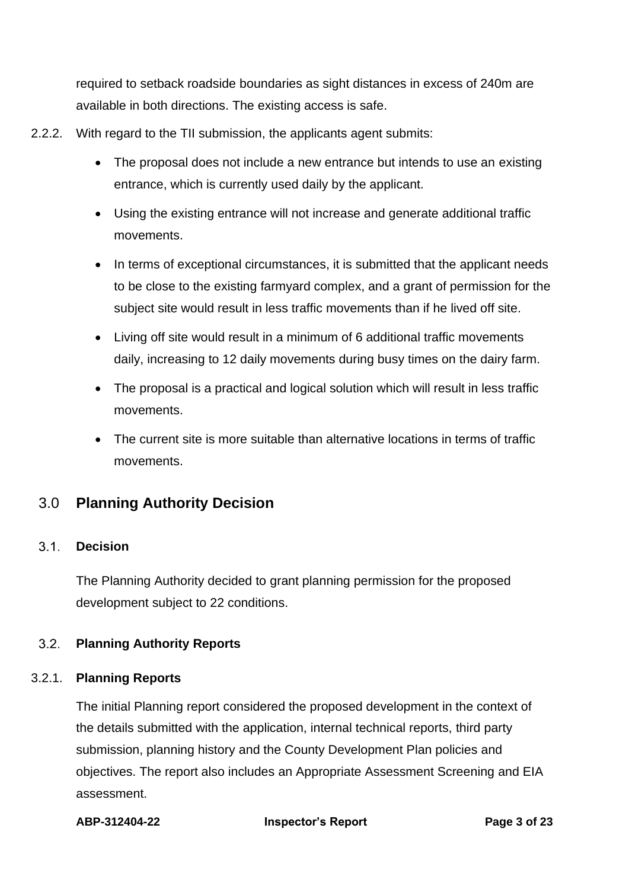required to setback roadside boundaries as sight distances in excess of 240m are available in both directions. The existing access is safe.

2.2.2. With regard to the TII submission, the applicants agent submits:

- The proposal does not include a new entrance but intends to use an existing entrance, which is currently used daily by the applicant.
- Using the existing entrance will not increase and generate additional traffic movements.
- In terms of exceptional circumstances, it is submitted that the applicant needs to be close to the existing farmyard complex, and a grant of permission for the subject site would result in less traffic movements than if he lived off site.
- Living off site would result in a minimum of 6 additional traffic movements daily, increasing to 12 daily movements during busy times on the dairy farm.
- The proposal is a practical and logical solution which will result in less traffic movements.
- The current site is more suitable than alternative locations in terms of traffic movements.

## 3.0 Planning Authority Decision

### 3.1. Decision

The Planning Authority decided to grant planning permission for the proposed development subject to 22 conditions.

### 3.2. Planning Authority Reports

#### 3.2.1. Planning Reports

The initial Planning report considered the proposed development in the context of the details submitted with the application, internal technical reports, third party submission, planning history and the County Development Plan policies and objectives. The report also includes an Appropriate Assessment Screening and EIA assessment.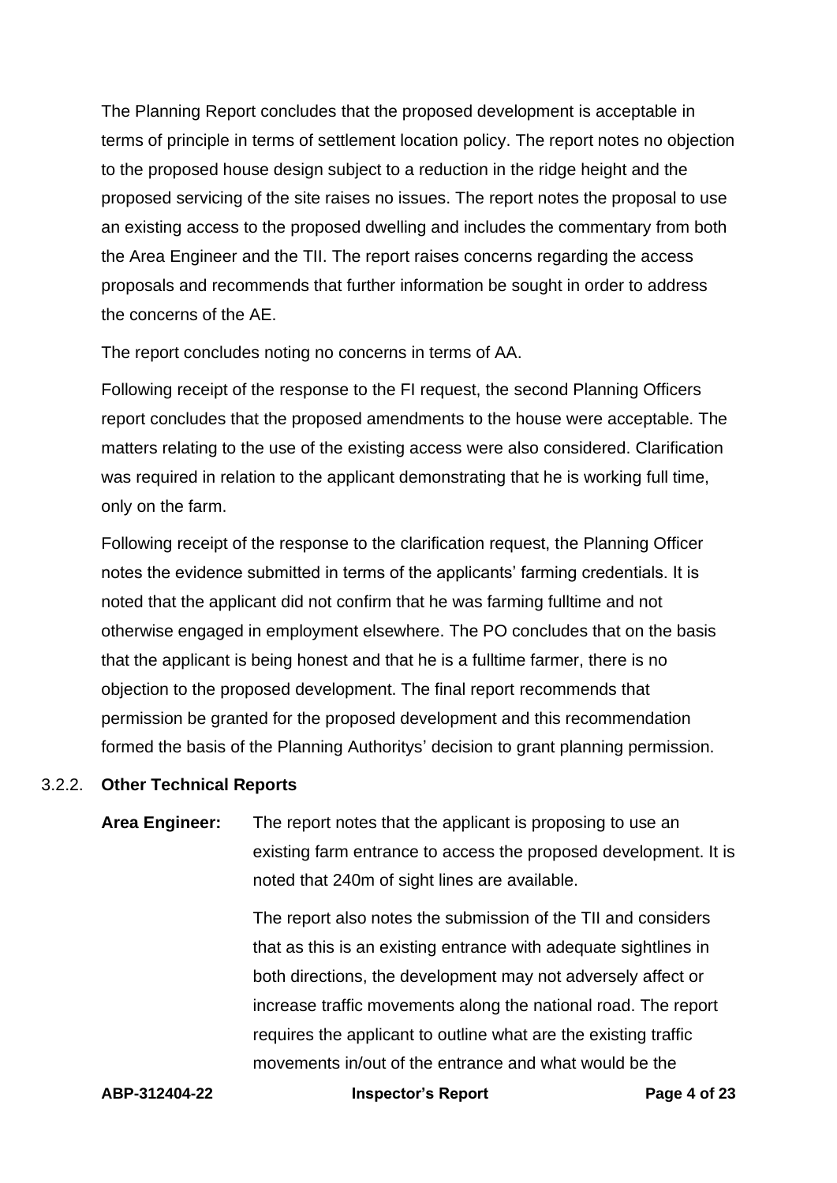The Planning Report concludes that the proposed development is acceptable in terms of principle in terms of settlement location policy. The report notes no objection to the proposed house design subject to a reduction in the ridge height and the proposed servicing of the site raises no issues. The report notes the proposal to use an existing access to the proposed dwelling and includes the commentary from both the Area Engineer and the TII. The report raises concerns regarding the access proposals and recommends that further information be sought in order to address the concerns of the AE.

The report concludes noting no concerns in terms of AA.

Following receipt of the response to the FI request, the second Planning Officers report concludes that the proposed amendments to the house were acceptable. The matters relating to the use of the existing access were also considered. Clarification was required in relation to the applicant demonstrating that he is working full time, only on the farm.

Following receipt of the response to the clarification request, the Planning Officer notes the evidence submitted in terms of the applicants' farming credentials. It is noted that the applicant did not confirm that he was farming fulltime and not otherwise engaged in employment elsewhere. The PO concludes that on the basis that the applicant is being honest and that he is a fulltime farmer, there is no objection to the proposed development. The final report recommends that permission be granted for the proposed development and this recommendation formed the basis of the Planning Authoritys' decision to grant planning permission.

### 3.2.2. Other Technical Reports

**Area Engineer:** The report notes that the applicant is proposing to use an existing farm entrance to access the proposed development. It is noted that 240m of sight lines are available.

The report also notes the submission of the TII and considers that as this is an existing entrance with adequate sightlines in both directions, the development may not adversely affect or increase traffic movements along the national road. The report requires the applicant to outline what are the existing traffic movements in/out of the entrance and what would be the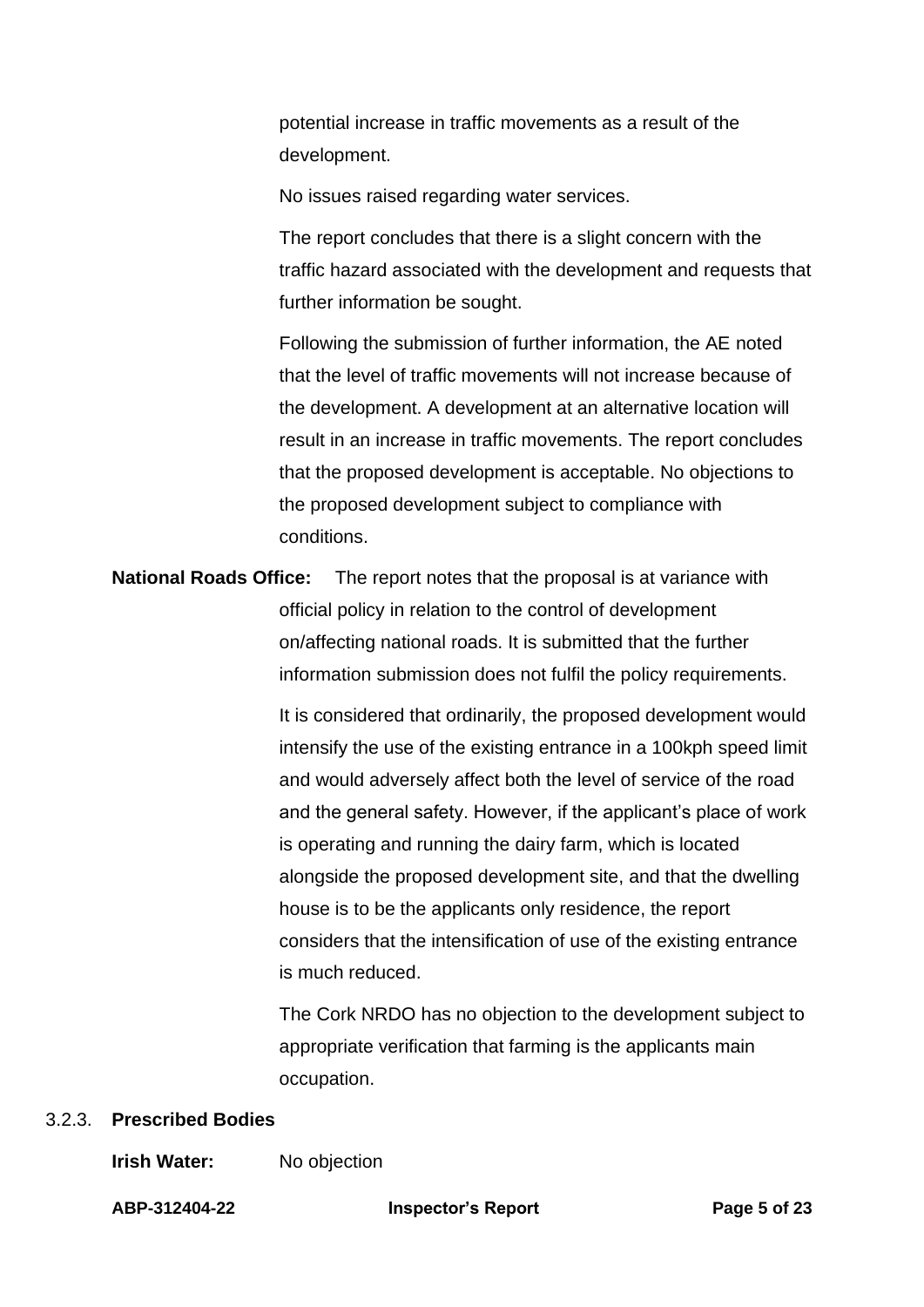potential increase in traffic movements as a result of the development.

No issues raised regarding water services.

The report concludes that there is a slight concern with the traffic hazard associated with the development and requests that further information be sought.

Following the submission of further information, the AE noted that the level of traffic movements will not increase because of the development. A development at an alternative location will result in an increase in traffic movements. The report concludes that the proposed development is acceptable. No objections to the proposed development subject to compliance with conditions.

**National Roads Office:** The report notes that the proposal is at variance with official policy in relation to the control of development on/affecting national roads. It is submitted that the further information submission does not fulfil the policy requirements.

It is considered that ordinarily, the proposed development would intensify the use of the existing entrance in a 100kph speed limit and would adversely affect both the level of service of the road and the general safety. However, if the applicant's place of work is operating and running the dairy farm, which is located alongside the proposed development site, and that the dwelling house is to be the applicants only residence, the report considers that the intensification of use of the existing entrance is much reduced.

The Cork NRDO has no objection to the development subject to appropriate verification that farming is the applicants main occupation.

3.2.3. **Prescribed Bodies**

**Irish Water:** No objection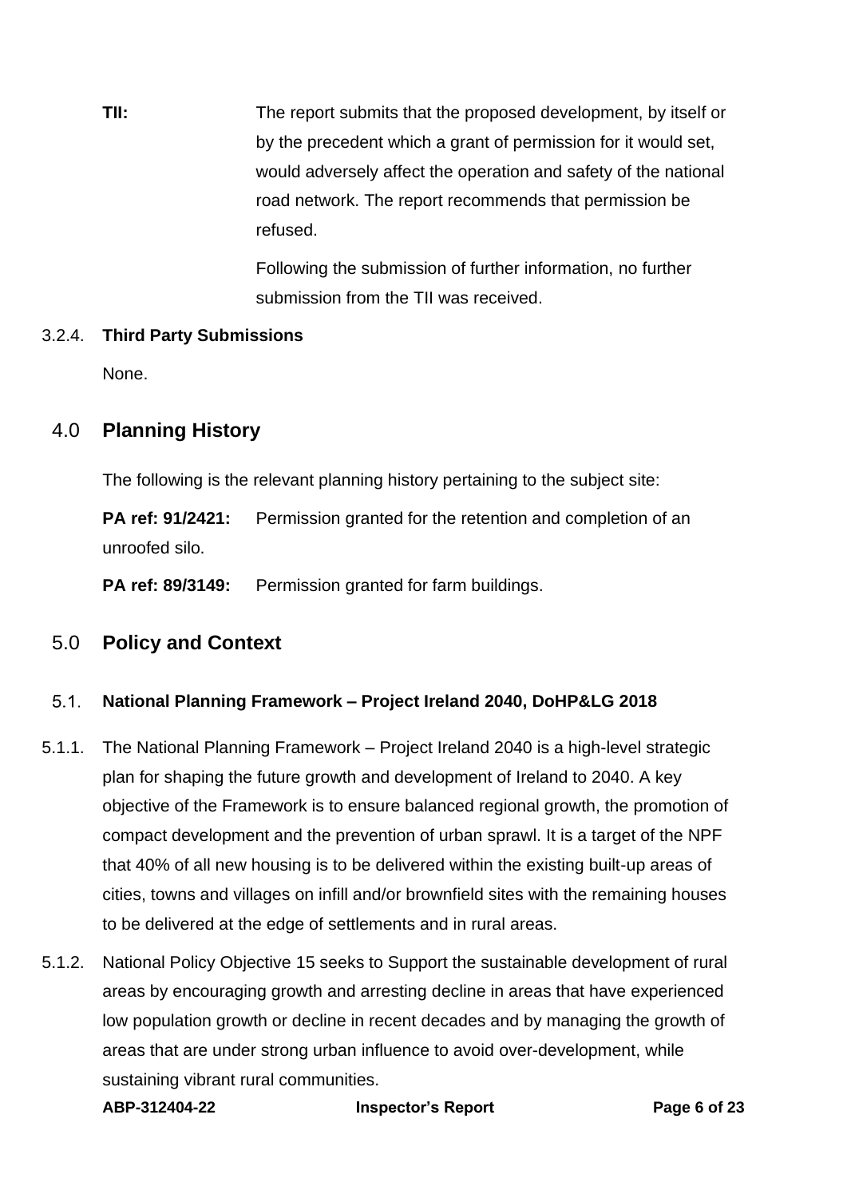**TII:** The report submits that the proposed development, by itself or by the precedent which a grant of permission for it would set, would adversely affect the operation and safety of the national road network. The report recommends that permission be refused.

Following the submission of further information, no further submission from the TII was received.

3.2.4. **Third Party Submissions**

None.

## 4.0 Planning History

The following is the relevant planning history pertaining to the subject site:

**PA ref: 91/2421:** Permission granted for the retention and completion of an unroofed silo.

**PA ref: 89/3149:** Permission granted for farm buildings.

## 5.0 Policy and Context

### 5.1. National Planning Framework – Project Ireland 2040, DoHP&LG 2018

5.1.1. The National Planning Framework – Project Ireland 2040 is a high-level strategic plan for shaping the future growth and development of Ireland to 2040. A key objective of the Framework is to ensure balanced regional growth, the promotion of compact development and the prevention of urban sprawl. It is a target of the NPF that 40% of all new housing is to be delivered within the existing built-up areas of cities, towns and villages on infill and/or brownfield sites with the remaining houses to be delivered at the edge of settlements and in rural areas.

5.1.2. National Policy Objective 15 seeks to Support the sustainable development of rural areas by encouraging growth and arresting decline in areas that have experienced low population growth or decline in recent decades and by managing the growth of areas that are under strong urban influence to avoid over-development, while sustaining vibrant rural communities.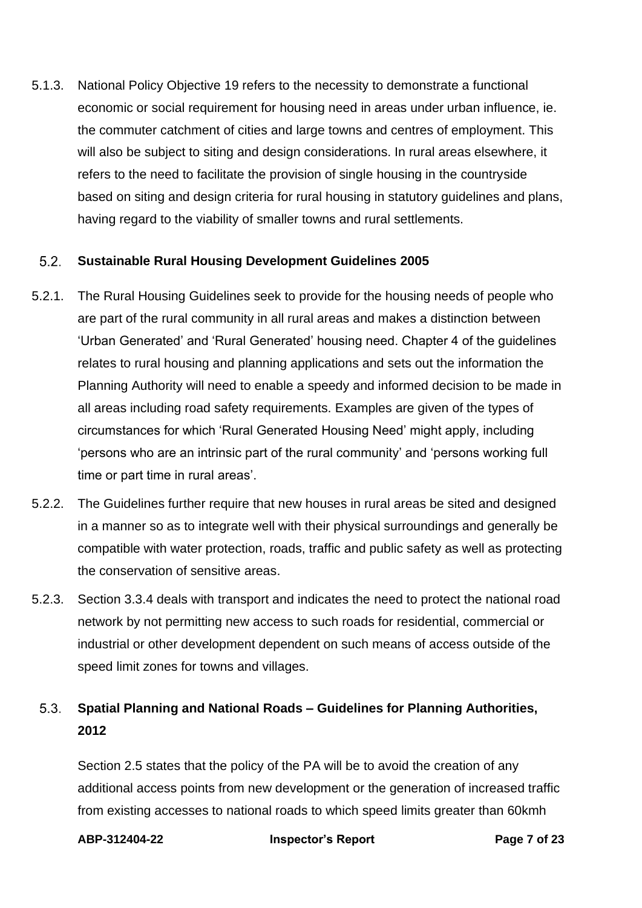5.1.3. National Policy Objective 19 refers to the necessity to demonstrate a functional economic or social requirement for housing need in areas under urban influence, ie. the commuter catchment of cities and large towns and centres of employment. This will also be subject to siting and design considerations. In rural areas elsewhere, it refers to the need to facilitate the provision of single housing in the countryside based on siting and design criteria for rural housing in statutory guidelines and plans, having regard to the viability of smaller towns and rural settlements.

## 5.2. Sustainable Rural Housing Development Guidelines 2005

5.2.1. The Rural Housing Guidelines seek to provide for the housing needs of people who are part of the rural community in all rural areas and makes a distinction between 'Urban Generated' and 'Rural Generated' housing need. Chapter 4 of the guidelines relates to rural housing and planning applications and sets out the information the Planning Authority will need to enable a speedy and informed decision to be made in all areas including road safety requirements. Examples are given of the types of circumstances for which 'Rural Generated Housing Need' might apply, including 'persons who are an intrinsic part of the rural community' and 'persons working full time or part time in rural areas'.

5.2.2. The Guidelines further require that new houses in rural areas be sited and designed in a manner so as to integrate well with their physical surroundings and generally be compatible with water protection, roads, traffic and public safety as well as protecting the conservation of sensitive areas.

5.2.3. Section 3.3.4 deals with transport and indicates the need to protect the national road network by not permitting new access to such roads for residential, commercial or industrial or other development dependent on such means of access outside of the speed limit zones for towns and villages.

## 5.3. Spatial Planning and National Roads – Guidelines for Planning Authorities, 2012

Section 2.5 states that the policy of the PA will be to avoid the creation of any additional access points from new development or the generation of increased traffic from existing accesses to national roads to which speed limits greater than 60kmh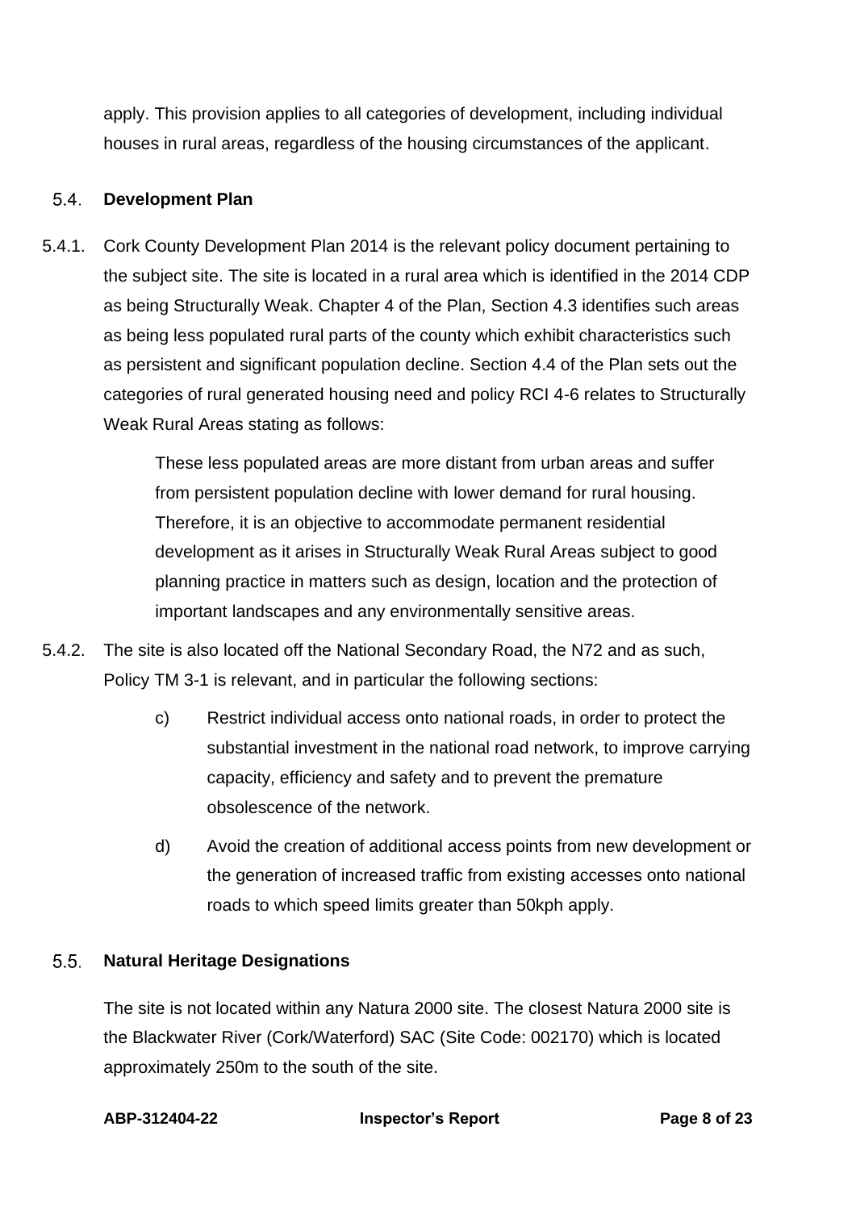apply. This provision applies to all categories of development, including individual houses in rural areas, regardless of the housing circumstances of the applicant.

### 5.4. Development Plan

5.4.1. Cork County Development Plan 2014 is the relevant policy document pertaining to the subject site. The site is located in a rural area which is identified in the 2014 CDP as being Structurally Weak. Chapter 4 of the Plan, Section 4.3 identifies such areas as being less populated rural parts of the county which exhibit characteristics such as persistent and significant population decline. Section 4.4 of the Plan sets out the categories of rural generated housing need and policy RCI 4-6 relates to Structurally Weak Rural Areas stating as follows:

> These less populated areas are more distant from urban areas and suffer from persistent population decline with lower demand for rural housing. Therefore, it is an objective to accommodate permanent residential development as it arises in Structurally Weak Rural Areas subject to good planning practice in matters such as design, location and the protection of important landscapes and any environmentally sensitive areas.

5.4.2. The site is also located off the National Secondary Road, the N72 and as such, Policy TM 3-1 is relevant, and in particular the following sections:

> c) Restrict individual access onto national roads, in order to protect the substantial investment in the national road network, to improve carrying capacity, efficiency and safety and to prevent the premature obsolescence of the network.
>
> d) Avoid the creation of additional access points from new development or the generation of increased traffic from existing accesses onto national roads to which speed limits greater than 50kph apply.

### 5.5. Natural Heritage Designations

The site is not located within any Natura 2000 site. The closest Natura 2000 site is the Blackwater River (Cork/Waterford) SAC (Site Code: 002170) which is located approximately 250m to the south of the site.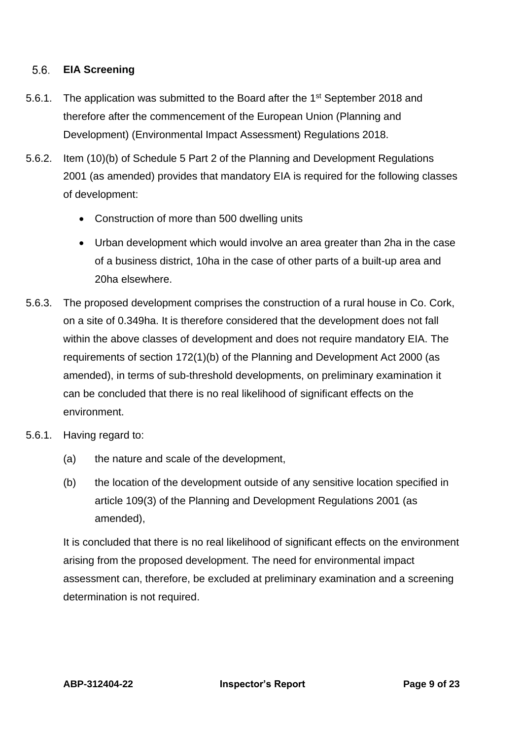## 5.6. EIA Screening

5.6.1. The application was submitted to the Board after the 1st September 2018 and therefore after the commencement of the European Union (Planning and Development) (Environmental Impact Assessment) Regulations 2018.

5.6.2. Item (10)(b) of Schedule 5 Part 2 of the Planning and Development Regulations 2001 (as amended) provides that mandatory EIA is required for the following classes of development:

- Construction of more than 500 dwelling units
- Urban development which would involve an area greater than 2ha in the case of a business district, 10ha in the case of other parts of a built-up area and 20ha elsewhere.

5.6.3. The proposed development comprises the construction of a rural house in Co. Cork, on a site of 0.349ha. It is therefore considered that the development does not fall within the above classes of development and does not require mandatory EIA. The requirements of section 172(1)(b) of the Planning and Development Act 2000 (as amended), in terms of sub-threshold developments, on preliminary examination it can be concluded that there is no real likelihood of significant effects on the environment.

5.6.1. Having regard to:

(a) the nature and scale of the development,

(b) the location of the development outside of any sensitive location specified in article 109(3) of the Planning and Development Regulations 2001 (as amended),

It is concluded that there is no real likelihood of significant effects on the environment arising from the proposed development. The need for environmental impact assessment can, therefore, be excluded at preliminary examination and a screening determination is not required.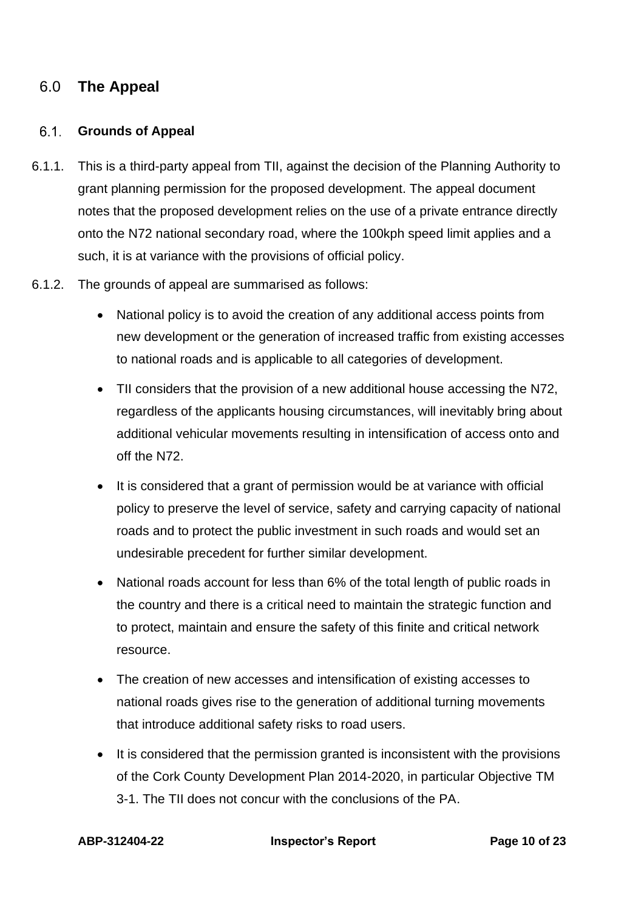## 6.0 The Appeal

### 6.1. Grounds of Appeal

6.1.1. This is a third-party appeal from TII, against the decision of the Planning Authority to grant planning permission for the proposed development. The appeal document notes that the proposed development relies on the use of a private entrance directly onto the N72 national secondary road, where the 100kph speed limit applies and a such, it is at variance with the provisions of official policy.

6.1.2. The grounds of appeal are summarised as follows:

- National policy is to avoid the creation of any additional access points from new development or the generation of increased traffic from existing accesses to national roads and is applicable to all categories of development.
- TII considers that the provision of a new additional house accessing the N72, regardless of the applicants housing circumstances, will inevitably bring about additional vehicular movements resulting in intensification of access onto and off the N72.
- It is considered that a grant of permission would be at variance with official policy to preserve the level of service, safety and carrying capacity of national roads and to protect the public investment in such roads and would set an undesirable precedent for further similar development.
- National roads account for less than 6% of the total length of public roads in the country and there is a critical need to maintain the strategic function and to protect, maintain and ensure the safety of this finite and critical network resource.
- The creation of new accesses and intensification of existing accesses to national roads gives rise to the generation of additional turning movements that introduce additional safety risks to road users.
- It is considered that the permission granted is inconsistent with the provisions of the Cork County Development Plan 2014-2020, in particular Objective TM 3-1. The TII does not concur with the conclusions of the PA.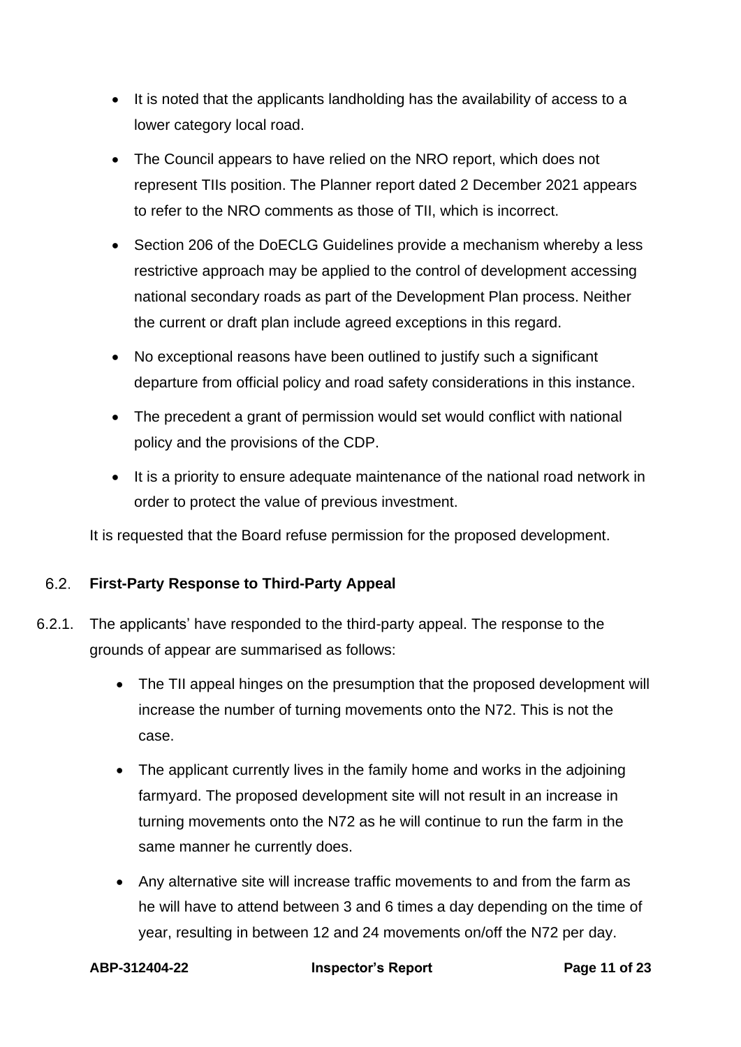- It is noted that the applicants landholding has the availability of access to a lower category local road.
- The Council appears to have relied on the NRO report, which does not represent TIIs position. The Planner report dated 2 December 2021 appears to refer to the NRO comments as those of TII, which is incorrect.
- Section 206 of the DoECLG Guidelines provide a mechanism whereby a less restrictive approach may be applied to the control of development accessing national secondary roads as part of the Development Plan process. Neither the current or draft plan include agreed exceptions in this regard.
- No exceptional reasons have been outlined to justify such a significant departure from official policy and road safety considerations in this instance.
- The precedent a grant of permission would set would conflict with national policy and the provisions of the CDP.
- It is a priority to ensure adequate maintenance of the national road network in order to protect the value of previous investment.

It is requested that the Board refuse permission for the proposed development.

## 6.2. First-Party Response to Third-Party Appeal

6.2.1. The applicants' have responded to the third-party appeal. The response to the grounds of appear are summarised as follows:

- The TII appeal hinges on the presumption that the proposed development will increase the number of turning movements onto the N72. This is not the case.
- The applicant currently lives in the family home and works in the adjoining farmyard. The proposed development site will not result in an increase in turning movements onto the N72 as he will continue to run the farm in the same manner he currently does.
- Any alternative site will increase traffic movements to and from the farm as he will have to attend between 3 and 6 times a day depending on the time of year, resulting in between 12 and 24 movements on/off the N72 per day.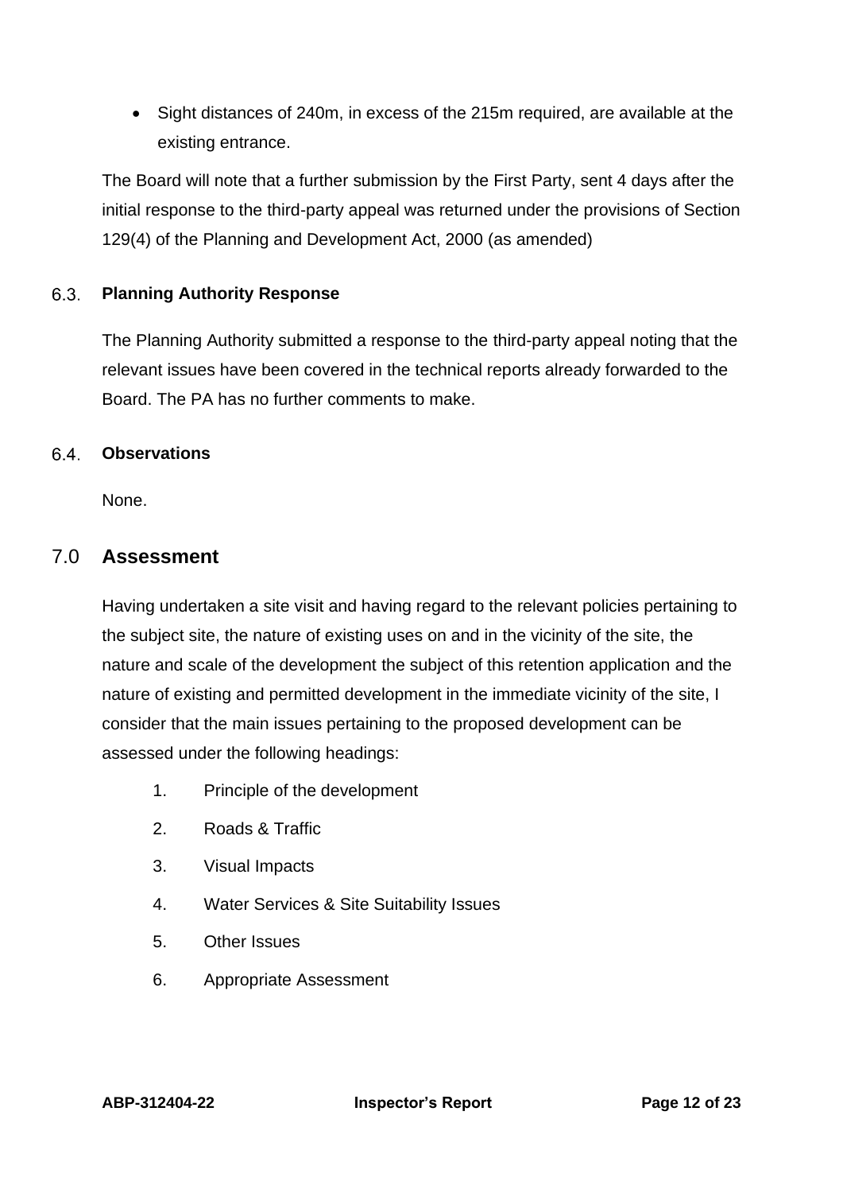- Sight distances of 240m, in excess of the 215m required, are available at the existing entrance.

The Board will note that a further submission by the First Party, sent 4 days after the initial response to the third-party appeal was returned under the provisions of Section 129(4) of the Planning and Development Act, 2000 (as amended)

### 6.3. Planning Authority Response

The Planning Authority submitted a response to the third-party appeal noting that the relevant issues have been covered in the technical reports already forwarded to the Board. The PA has no further comments to make.

### 6.4. Observations

None.

## 7.0 Assessment

Having undertaken a site visit and having regard to the relevant policies pertaining to the subject site, the nature of existing uses on and in the vicinity of the site, the nature and scale of the development the subject of this retention application and the nature of existing and permitted development in the immediate vicinity of the site, I consider that the main issues pertaining to the proposed development can be assessed under the following headings:

1. Principle of the development
2. Roads & Traffic
3. Visual Impacts
4. Water Services & Site Suitability Issues
5. Other Issues
6. Appropriate Assessment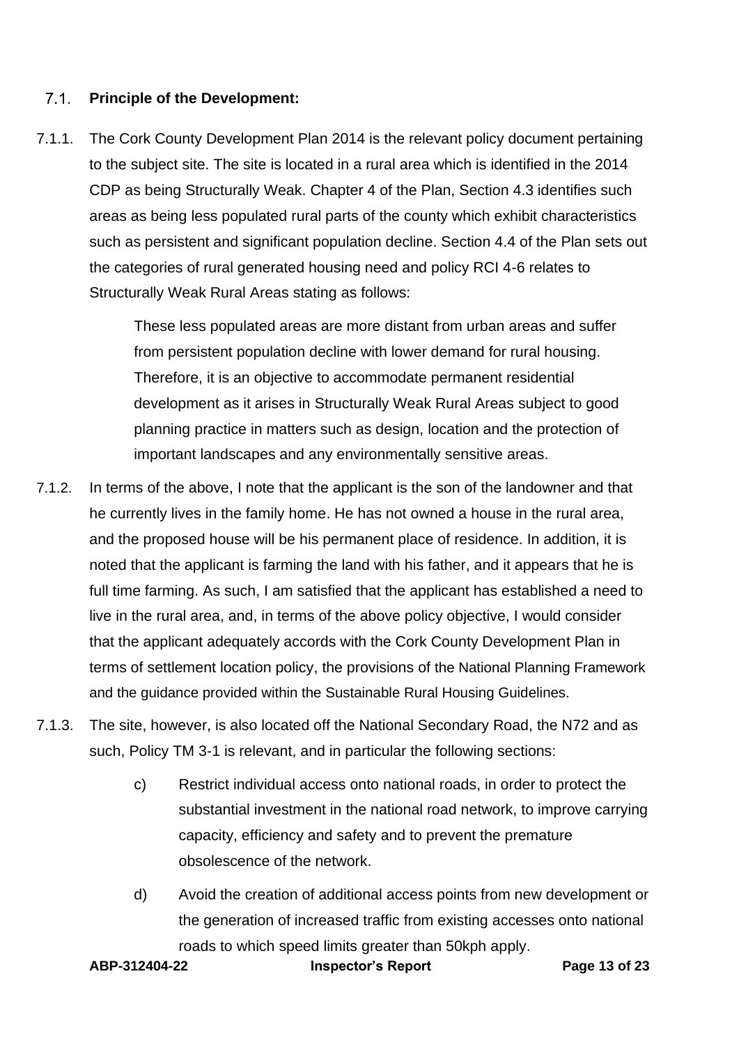## 7.1. Principle of the Development:

7.1.1. The Cork County Development Plan 2014 is the relevant policy document pertaining to the subject site. The site is located in a rural area which is identified in the 2014 CDP as being Structurally Weak. Chapter 4 of the Plan, Section 4.3 identifies such areas as being less populated rural parts of the county which exhibit characteristics such as persistent and significant population decline. Section 4.4 of the Plan sets out the categories of rural generated housing need and policy RCI 4-6 relates to Structurally Weak Rural Areas stating as follows:

> These less populated areas are more distant from urban areas and suffer from persistent population decline with lower demand for rural housing. Therefore, it is an objective to accommodate permanent residential development as it arises in Structurally Weak Rural Areas subject to good planning practice in matters such as design, location and the protection of important landscapes and any environmentally sensitive areas.

7.1.2. In terms of the above, I note that the applicant is the son of the landowner and that he currently lives in the family home. He has not owned a house in the rural area, and the proposed house will be his permanent place of residence. In addition, it is noted that the applicant is farming the land with his father, and it appears that he is full time farming. As such, I am satisfied that the applicant has established a need to live in the rural area, and, in terms of the above policy objective, I would consider that the applicant adequately accords with the Cork County Development Plan in terms of settlement location policy, the provisions of the National Planning Framework and the guidance provided within the Sustainable Rural Housing Guidelines.

7.1.3. The site, however, is also located off the National Secondary Road, the N72 and as such, Policy TM 3-1 is relevant, and in particular the following sections:

> c) Restrict individual access onto national roads, in order to protect the substantial investment in the national road network, to improve carrying capacity, efficiency and safety and to prevent the premature obsolescence of the network.
>
> d) Avoid the creation of additional access points from new development or the generation of increased traffic from existing accesses onto national roads to which speed limits greater than 50kph apply.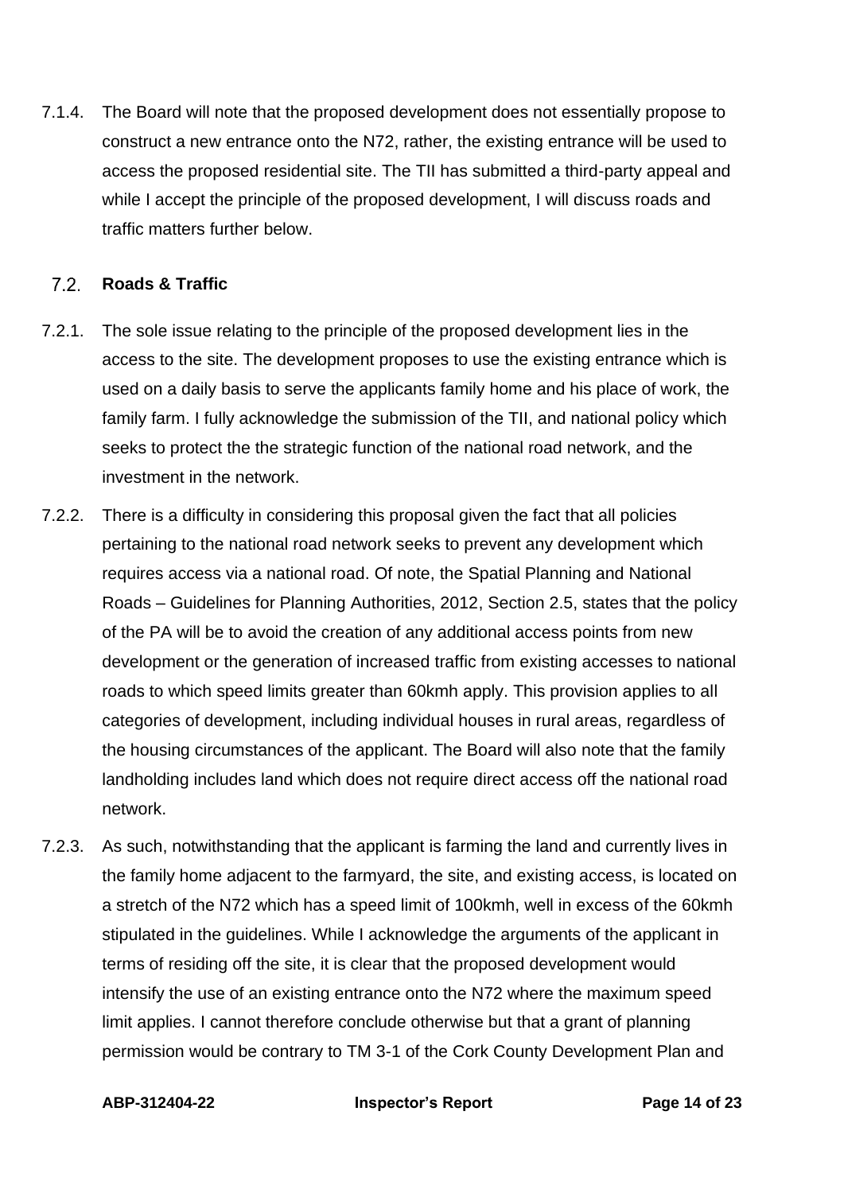7.1.4. The Board will note that the proposed development does not essentially propose to construct a new entrance onto the N72, rather, the existing entrance will be used to access the proposed residential site. The TII has submitted a third-party appeal and while I accept the principle of the proposed development, I will discuss roads and traffic matters further below.

## 7.2. Roads & Traffic

7.2.1. The sole issue relating to the principle of the proposed development lies in the access to the site. The development proposes to use the existing entrance which is used on a daily basis to serve the applicants family home and his place of work, the family farm. I fully acknowledge the submission of the TII, and national policy which seeks to protect the the strategic function of the national road network, and the investment in the network.

7.2.2. There is a difficulty in considering this proposal given the fact that all policies pertaining to the national road network seeks to prevent any development which requires access via a national road. Of note, the Spatial Planning and National Roads – Guidelines for Planning Authorities, 2012, Section 2.5, states that the policy of the PA will be to avoid the creation of any additional access points from new development or the generation of increased traffic from existing accesses to national roads to which speed limits greater than 60kmh apply. This provision applies to all categories of development, including individual houses in rural areas, regardless of the housing circumstances of the applicant. The Board will also note that the family landholding includes land which does not require direct access off the national road network.

7.2.3. As such, notwithstanding that the applicant is farming the land and currently lives in the family home adjacent to the farmyard, the site, and existing access, is located on a stretch of the N72 which has a speed limit of 100kmh, well in excess of the 60kmh stipulated in the guidelines. While I acknowledge the arguments of the applicant in terms of residing off the site, it is clear that the proposed development would intensify the use of an existing entrance onto the N72 where the maximum speed limit applies. I cannot therefore conclude otherwise but that a grant of planning permission would be contrary to TM 3-1 of the Cork County Development Plan and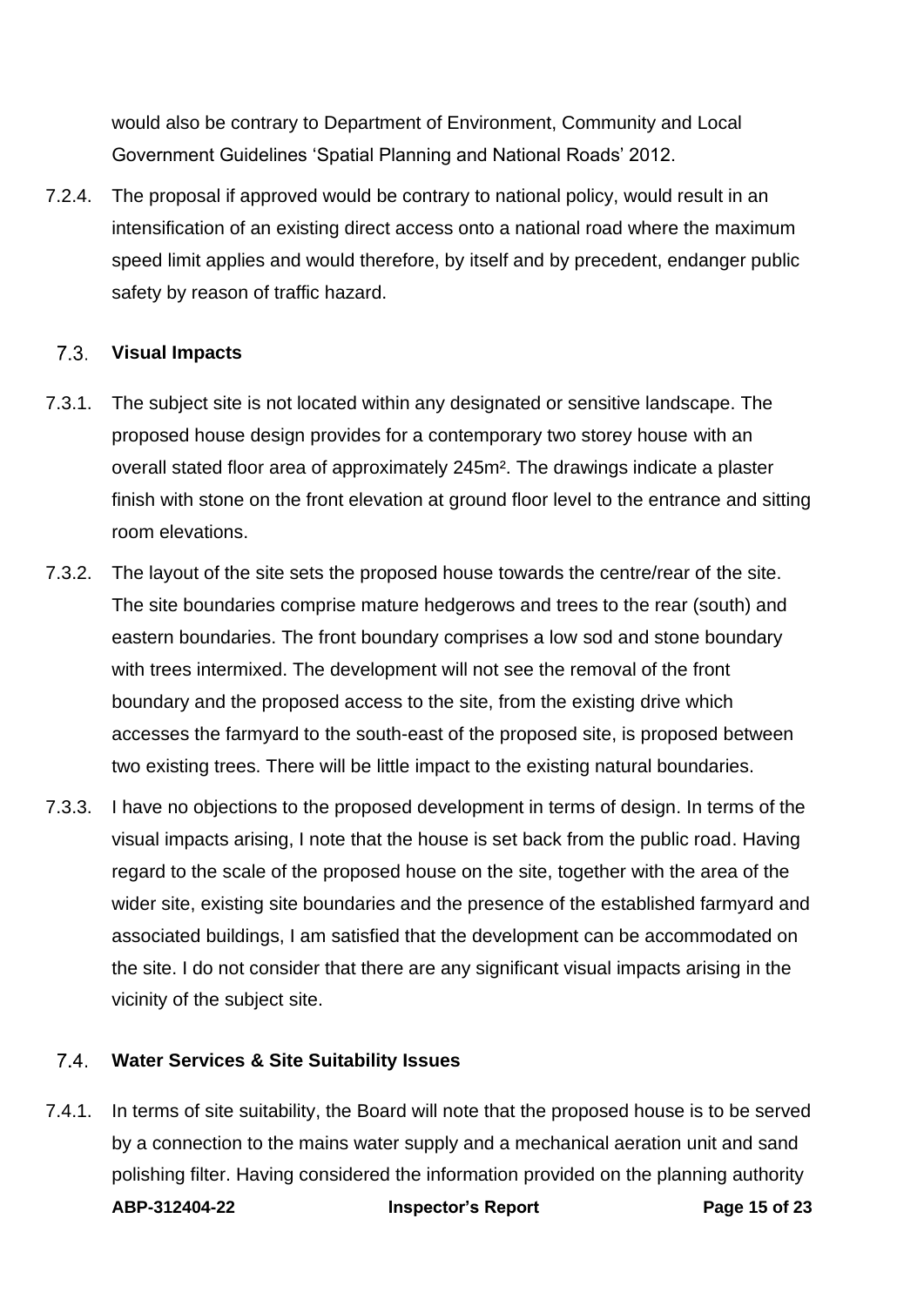would also be contrary to Department of Environment, Community and Local Government Guidelines 'Spatial Planning and National Roads' 2012.

7.2.4. The proposal if approved would be contrary to national policy, would result in an intensification of an existing direct access onto a national road where the maximum speed limit applies and would therefore, by itself and by precedent, endanger public safety by reason of traffic hazard.

### 7.3. Visual Impacts

7.3.1. The subject site is not located within any designated or sensitive landscape. The proposed house design provides for a contemporary two storey house with an overall stated floor area of approximately 245m². The drawings indicate a plaster finish with stone on the front elevation at ground floor level to the entrance and sitting room elevations.

7.3.2. The layout of the site sets the proposed house towards the centre/rear of the site. The site boundaries comprise mature hedgerows and trees to the rear (south) and eastern boundaries. The front boundary comprises a low sod and stone boundary with trees intermixed. The development will not see the removal of the front boundary and the proposed access to the site, from the existing drive which accesses the farmyard to the south-east of the proposed site, is proposed between two existing trees. There will be little impact to the existing natural boundaries.

7.3.3. I have no objections to the proposed development in terms of design. In terms of the visual impacts arising, I note that the house is set back from the public road. Having regard to the scale of the proposed house on the site, together with the area of the wider site, existing site boundaries and the presence of the established farmyard and associated buildings, I am satisfied that the development can be accommodated on the site. I do not consider that there are any significant visual impacts arising in the vicinity of the subject site.

### 7.4. Water Services & Site Suitability Issues

7.4.1. In terms of site suitability, the Board will note that the proposed house is to be served by a connection to the mains water supply and a mechanical aeration unit and sand polishing filter. Having considered the information provided on the planning authority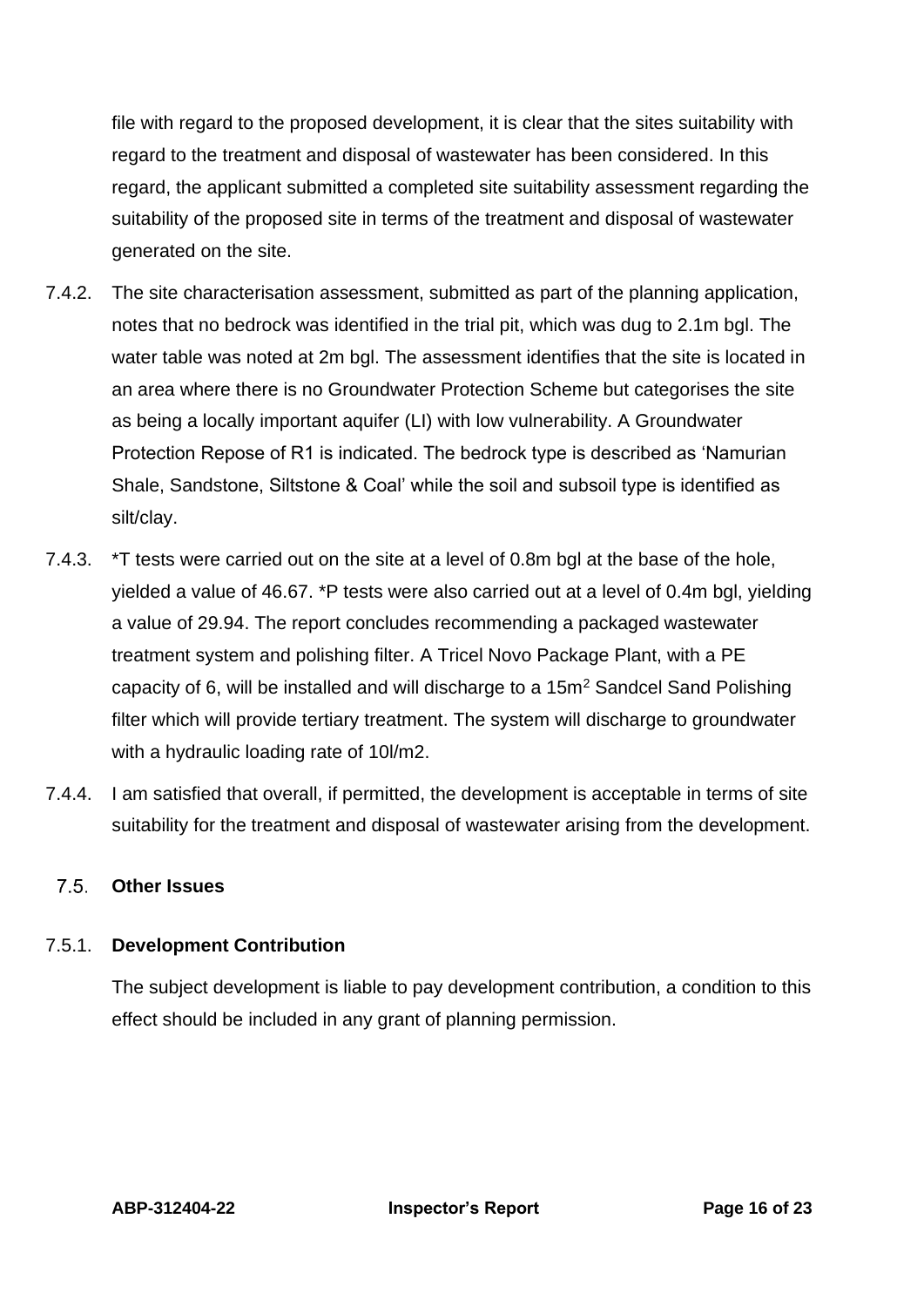file with regard to the proposed development, it is clear that the sites suitability with regard to the treatment and disposal of wastewater has been considered. In this regard, the applicant submitted a completed site suitability assessment regarding the suitability of the proposed site in terms of the treatment and disposal of wastewater generated on the site.

7.4.2. The site characterisation assessment, submitted as part of the planning application, notes that no bedrock was identified in the trial pit, which was dug to 2.1m bgl. The water table was noted at 2m bgl. The assessment identifies that the site is located in an area where there is no Groundwater Protection Scheme but categorises the site as being a locally important aquifer (LI) with low vulnerability. A Groundwater Protection Repose of R1 is indicated. The bedrock type is described as 'Namurian Shale, Sandstone, Siltstone & Coal' while the soil and subsoil type is identified as silt/clay.

7.4.3. *T tests were carried out on the site at a level of 0.8m bgl at the base of the hole, yielded a value of 46.67. *P tests were also carried out at a level of 0.4m bgl, yielding a value of 29.94. The report concludes recommending a packaged wastewater treatment system and polishing filter. A Tricel Novo Package Plant, with a PE capacity of 6, will be installed and will discharge to a 15m$^2$ Sandcel Sand Polishing filter which will provide tertiary treatment. The system will discharge to groundwater with a hydraulic loading rate of 10l/m2.

7.4.4. I am satisfied that overall, if permitted, the development is acceptable in terms of site suitability for the treatment and disposal of wastewater arising from the development.

## 7.5. Other Issues

### 7.5.1. Development Contribution

The subject development is liable to pay development contribution, a condition to this effect should be included in any grant of planning permission.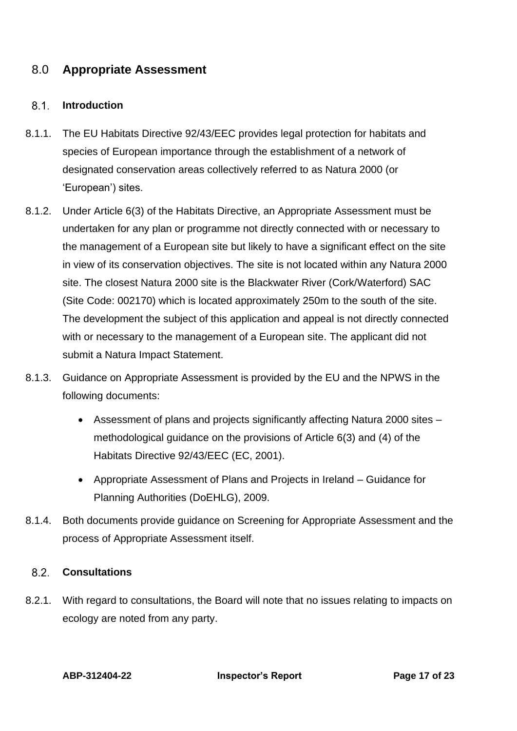# 8.0 Appropriate Assessment

## 8.1. Introduction

8.1.1. The EU Habitats Directive 92/43/EEC provides legal protection for habitats and species of European importance through the establishment of a network of designated conservation areas collectively referred to as Natura 2000 (or 'European') sites.

8.1.2. Under Article 6(3) of the Habitats Directive, an Appropriate Assessment must be undertaken for any plan or programme not directly connected with or necessary to the management of a European site but likely to have a significant effect on the site in view of its conservation objectives. The site is not located within any Natura 2000 site. The closest Natura 2000 site is the Blackwater River (Cork/Waterford) SAC (Site Code: 002170) which is located approximately 250m to the south of the site. The development the subject of this application and appeal is not directly connected with or necessary to the management of a European site. The applicant did not submit a Natura Impact Statement.

8.1.3. Guidance on Appropriate Assessment is provided by the EU and the NPWS in the following documents:

- Assessment of plans and projects significantly affecting Natura 2000 sites – methodological guidance on the provisions of Article 6(3) and (4) of the Habitats Directive 92/43/EEC (EC, 2001).
- Appropriate Assessment of Plans and Projects in Ireland – Guidance for Planning Authorities (DoEHLG), 2009.

8.1.4. Both documents provide guidance on Screening for Appropriate Assessment and the process of Appropriate Assessment itself.

## 8.2. Consultations

8.2.1. With regard to consultations, the Board will note that no issues relating to impacts on ecology are noted from any party.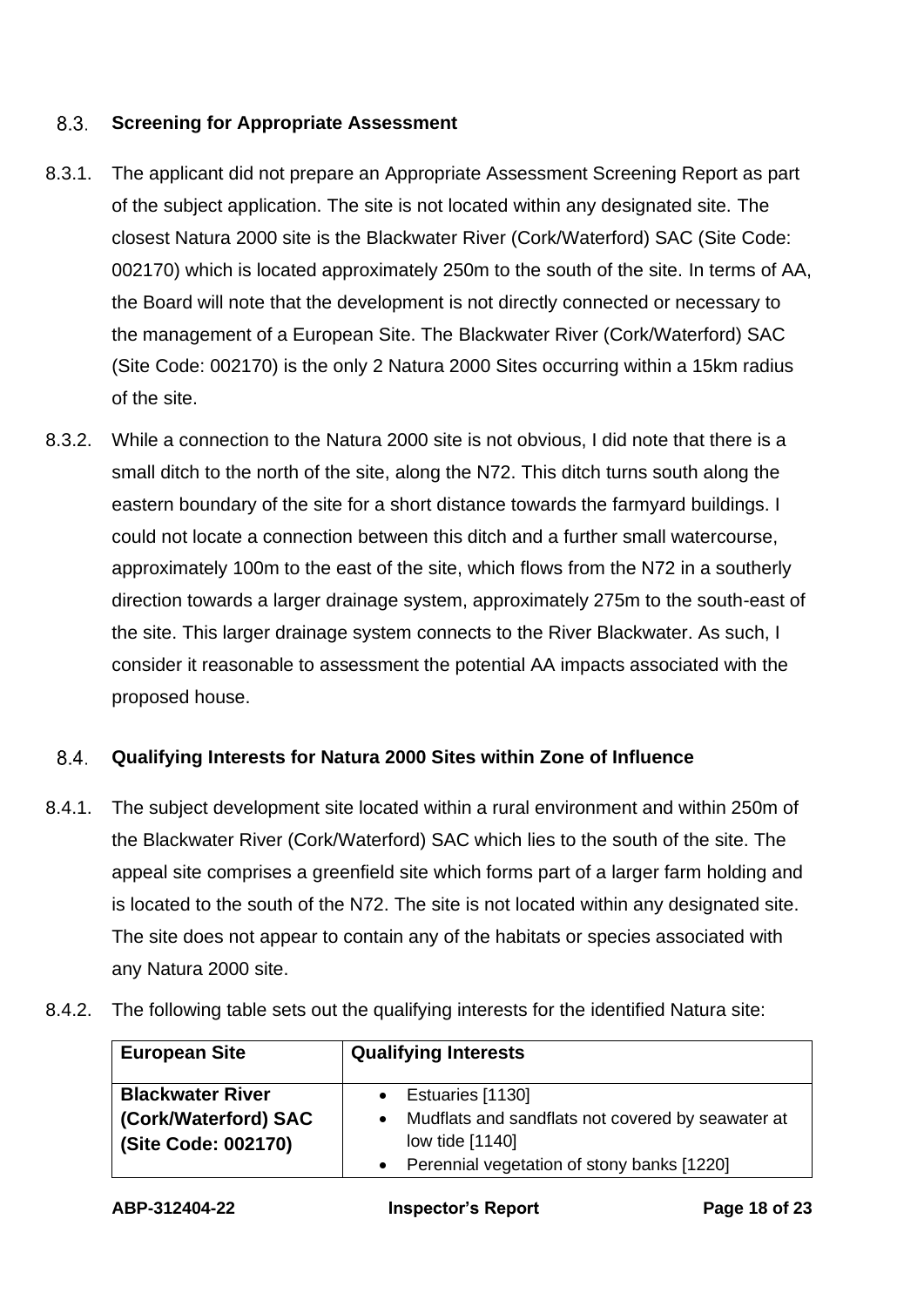### 8.3. Screening for Appropriate Assessment

8.3.1. The applicant did not prepare an Appropriate Assessment Screening Report as part of the subject application. The site is not located within any designated site. The closest Natura 2000 site is the Blackwater River (Cork/Waterford) SAC (Site Code: 002170) which is located approximately 250m to the south of the site. In terms of AA, the Board will note that the development is not directly connected or necessary to the management of a European Site. The Blackwater River (Cork/Waterford) SAC (Site Code: 002170) is the only 2 Natura 2000 Sites occurring within a 15km radius of the site.

8.3.2. While a connection to the Natura 2000 site is not obvious, I did note that there is a small ditch to the north of the site, along the N72. This ditch turns south along the eastern boundary of the site for a short distance towards the farmyard buildings. I could not locate a connection between this ditch and a further small watercourse, approximately 100m to the east of the site, which flows from the N72 in a southerly direction towards a larger drainage system, approximately 275m to the south-east of the site. This larger drainage system connects to the River Blackwater. As such, I consider it reasonable to assessment the potential AA impacts associated with the proposed house.

### 8.4. Qualifying Interests for Natura 2000 Sites within Zone of Influence

8.4.1. The subject development site located within a rural environment and within 250m of the Blackwater River (Cork/Waterford) SAC which lies to the south of the site. The appeal site comprises a greenfield site which forms part of a larger farm holding and is located to the south of the N72. The site is not located within any designated site. The site does not appear to contain any of the habitats or species associated with any Natura 2000 site.

8.4.2. The following table sets out the qualifying interests for the identified Natura site:

| European Site | Qualifying Interests |
|---|---|
| **Blackwater River (Cork/Waterford) SAC (Site Code: 002170)** | • Estuaries [1130]<br>• Mudflats and sandflats not covered by seawater at low tide [1140]<br>• Perennial vegetation of stony banks [1220] |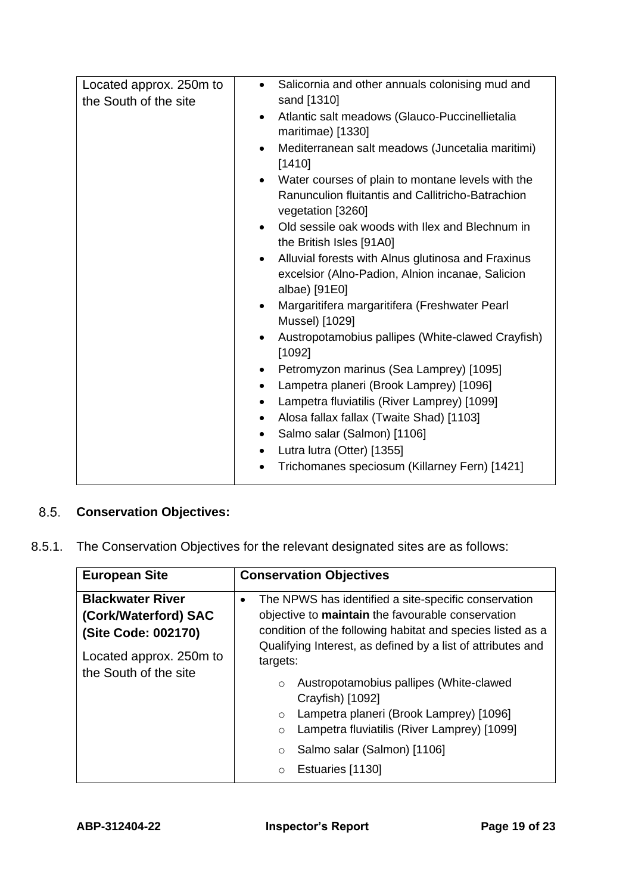| | |
|---|---|
| Located approx. 250m to the South of the site | • Salicornia and other annuals colonising mud and sand [1310]<br>• Atlantic salt meadows (Glauco-Puccinellietalia maritimae) [1330]<br>• Mediterranean salt meadows (Juncetalia maritimi) [1410]<br>• Water courses of plain to montane levels with the Ranunculion fluitantis and Callitricho-Batrachion vegetation [3260]<br>• Old sessile oak woods with Ilex and Blechnum in the British Isles [91A0]<br>• Alluvial forests with Alnus glutinosa and Fraxinus excelsior (Alno-Padion, Alnion incanae, Salicion albae) [91E0]<br>• Margaritifera margaritifera (Freshwater Pearl Mussel) [1029]<br>• Austropotamobius pallipes (White-clawed Crayfish) [1092]<br>• Petromyzon marinus (Sea Lamprey) [1095]<br>• Lampetra planeri (Brook Lamprey) [1096]<br>• Lampetra fluviatilis (River Lamprey) [1099]<br>• Alosa fallax fallax (Twaite Shad) [1103]<br>• Salmo salar (Salmon) [1106]<br>• Lutra lutra (Otter) [1355]<br>• Trichomanes speciosum (Killarney Fern) [1421] |

## 8.5. Conservation Objectives:

8.5.1. The Conservation Objectives for the relevant designated sites are as follows:

| European Site | Conservation Objectives |
|---|---|
| **Blackwater River (Cork/Waterford) SAC (Site Code: 002170)**<br><br>Located approx. 250m to the South of the site | • The NPWS has identified a site-specific conservation objective to **maintain** the favourable conservation condition of the following habitat and species listed as a Qualifying Interest, as defined by a list of attributes and targets:<br>  ○ Austropotamobius pallipes (White-clawed Crayfish) [1092]<br>  ○ Lampetra planeri (Brook Lamprey) [1096]<br>  ○ Lampetra fluviatilis (River Lamprey) [1099]<br>  ○ Salmo salar (Salmon) [1106]<br>  ○ Estuaries [1130] |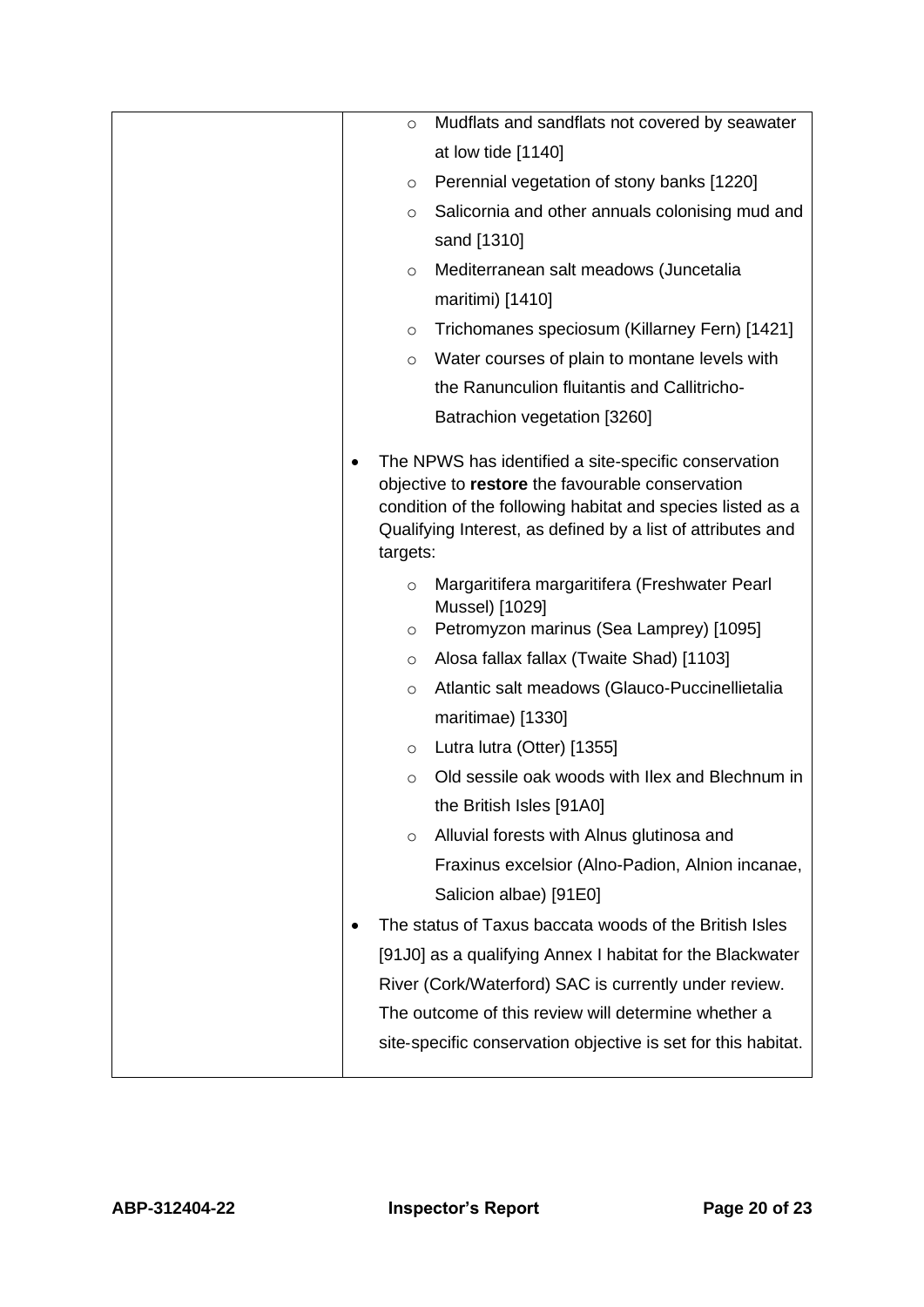| | |
|---|---|
| | - Mudflats and sandflats not covered by seawater at low tide [1140]<br>- Perennial vegetation of stony banks [1220]<br>- Salicornia and other annuals colonising mud and sand [1310]<br>- Mediterranean salt meadows (Juncetalia maritimi) [1410]<br>- Trichomanes speciosum (Killarney Fern) [1421]<br>- Water courses of plain to montane levels with the Ranunculion fluitantis and Callitricho-Batrachion vegetation [3260]<br><br>• The NPWS has identified a site-specific conservation objective to **restore** the favourable conservation condition of the following habitat and species listed as a Qualifying Interest, as defined by a list of attributes and targets:<br><br>- Margaritifera margaritifera (Freshwater Pearl Mussel) [1029]<br>- Petromyzon marinus (Sea Lamprey) [1095]<br>- Alosa fallax fallax (Twaite Shad) [1103]<br>- Atlantic salt meadows (Glauco-Puccinellietalia maritimae) [1330]<br>- Lutra lutra (Otter) [1355]<br>- Old sessile oak woods with Ilex and Blechnum in the British Isles [91A0]<br>- Alluvial forests with Alnus glutinosa and Fraxinus excelsior (Alno-Padion, Alnion incanae, Salicion albae) [91E0]<br><br>• The status of Taxus baccata woods of the British Isles [91J0] as a qualifying Annex I habitat for the Blackwater River (Cork/Waterford) SAC is currently under review. The outcome of this review will determine whether a site-specific conservation objective is set for this habitat. |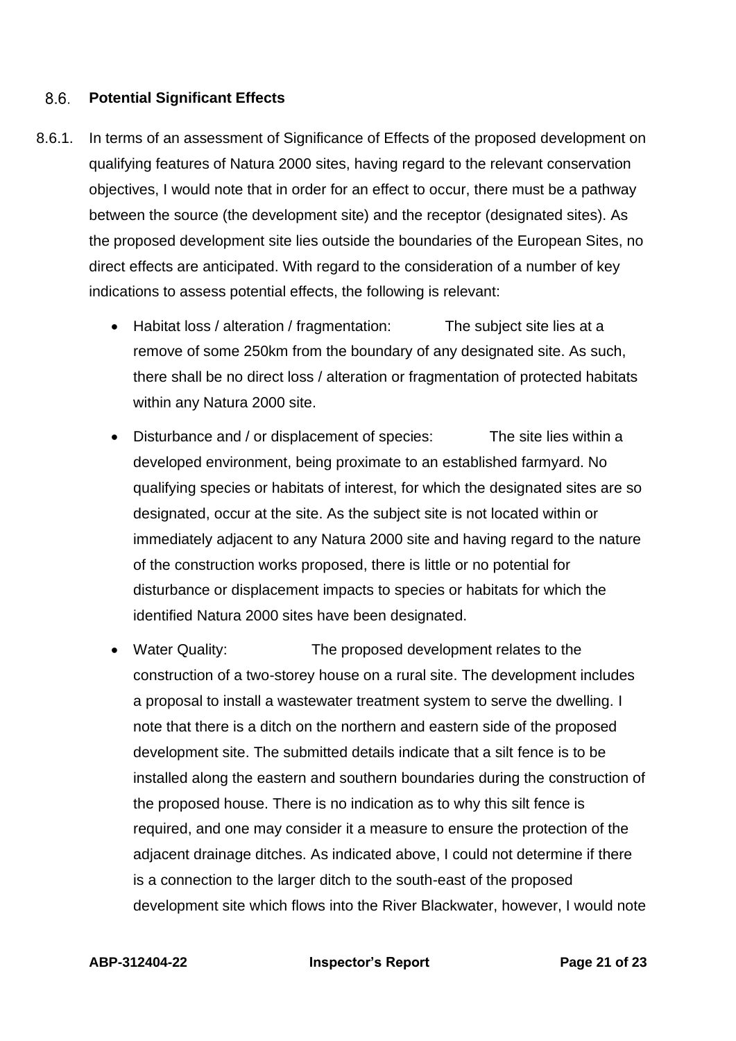### 8.6. Potential Significant Effects

8.6.1. In terms of an assessment of Significance of Effects of the proposed development on qualifying features of Natura 2000 sites, having regard to the relevant conservation objectives, I would note that in order for an effect to occur, there must be a pathway between the source (the development site) and the receptor (designated sites). As the proposed development site lies outside the boundaries of the European Sites, no direct effects are anticipated. With regard to the consideration of a number of key indications to assess potential effects, the following is relevant:

- Habitat loss / alteration / fragmentation: The subject site lies at a remove of some 250km from the boundary of any designated site. As such, there shall be no direct loss / alteration or fragmentation of protected habitats within any Natura 2000 site.
- Disturbance and / or displacement of species: The site lies within a developed environment, being proximate to an established farmyard. No qualifying species or habitats of interest, for which the designated sites are so designated, occur at the site. As the subject site is not located within or immediately adjacent to any Natura 2000 site and having regard to the nature of the construction works proposed, there is little or no potential for disturbance or displacement impacts to species or habitats for which the identified Natura 2000 sites have been designated.
- Water Quality: The proposed development relates to the construction of a two-storey house on a rural site. The development includes a proposal to install a wastewater treatment system to serve the dwelling. I note that there is a ditch on the northern and eastern side of the proposed development site. The submitted details indicate that a silt fence is to be installed along the eastern and southern boundaries during the construction of the proposed house. There is no indication as to why this silt fence is required, and one may consider it a measure to ensure the protection of the adjacent drainage ditches. As indicated above, I could not determine if there is a connection to the larger ditch to the south-east of the proposed development site which flows into the River Blackwater, however, I would note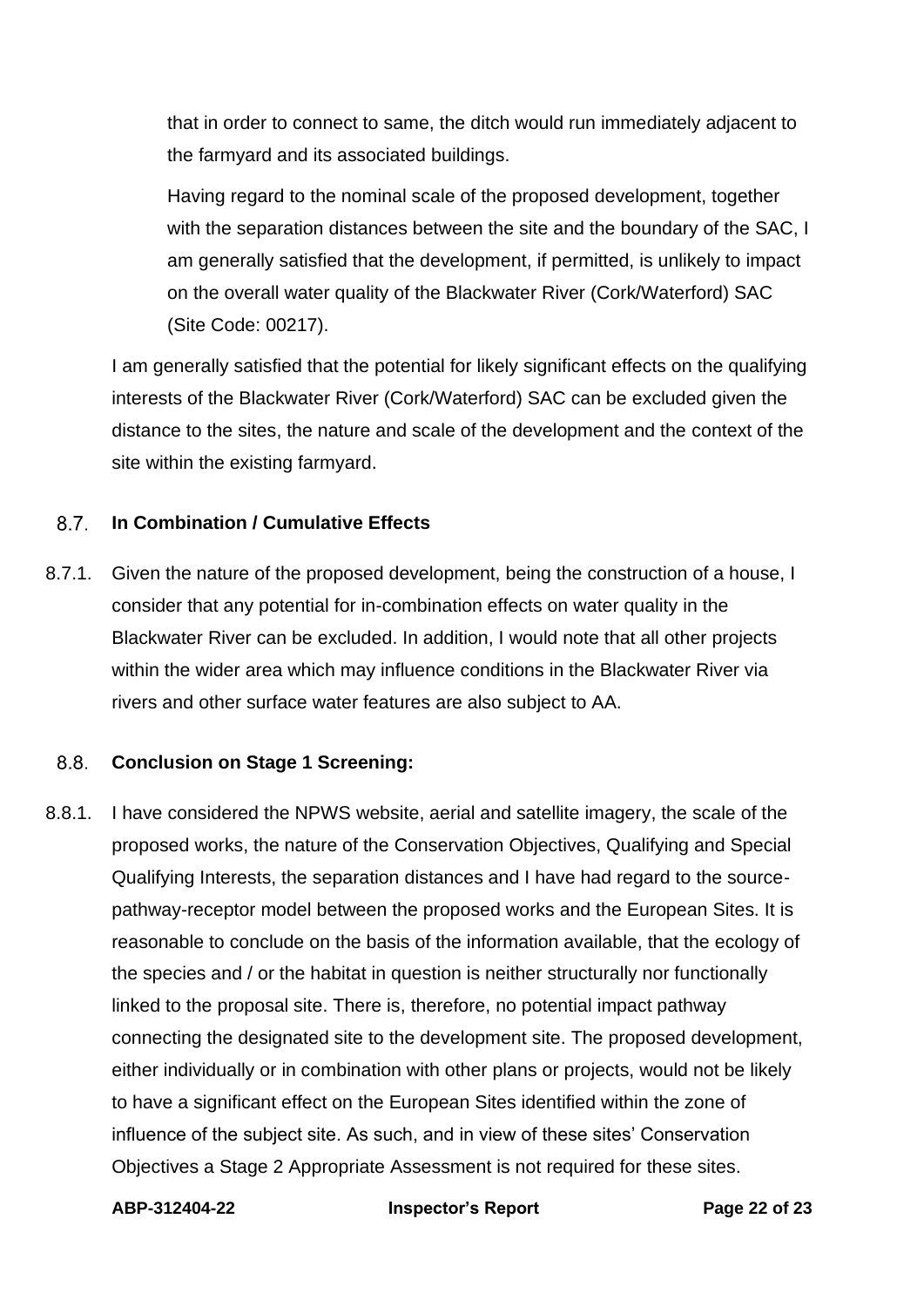that in order to connect to same, the ditch would run immediately adjacent to the farmyard and its associated buildings.

Having regard to the nominal scale of the proposed development, together with the separation distances between the site and the boundary of the SAC, I am generally satisfied that the development, if permitted, is unlikely to impact on the overall water quality of the Blackwater River (Cork/Waterford) SAC (Site Code: 00217).

I am generally satisfied that the potential for likely significant effects on the qualifying interests of the Blackwater River (Cork/Waterford) SAC can be excluded given the distance to the sites, the nature and scale of the development and the context of the site within the existing farmyard.

### 8.7. In Combination / Cumulative Effects

8.7.1. Given the nature of the proposed development, being the construction of a house, I consider that any potential for in-combination effects on water quality in the Blackwater River can be excluded. In addition, I would note that all other projects within the wider area which may influence conditions in the Blackwater River via rivers and other surface water features are also subject to AA.

### 8.8. Conclusion on Stage 1 Screening:

8.8.1. I have considered the NPWS website, aerial and satellite imagery, the scale of the proposed works, the nature of the Conservation Objectives, Qualifying and Special Qualifying Interests, the separation distances and I have had regard to the source-pathway-receptor model between the proposed works and the European Sites. It is reasonable to conclude on the basis of the information available, that the ecology of the species and / or the habitat in question is neither structurally nor functionally linked to the proposal site. There is, therefore, no potential impact pathway connecting the designated site to the development site. The proposed development, either individually or in combination with other plans or projects, would not be likely to have a significant effect on the European Sites identified within the zone of influence of the subject site. As such, and in view of these sites' Conservation Objectives a Stage 2 Appropriate Assessment is not required for these sites.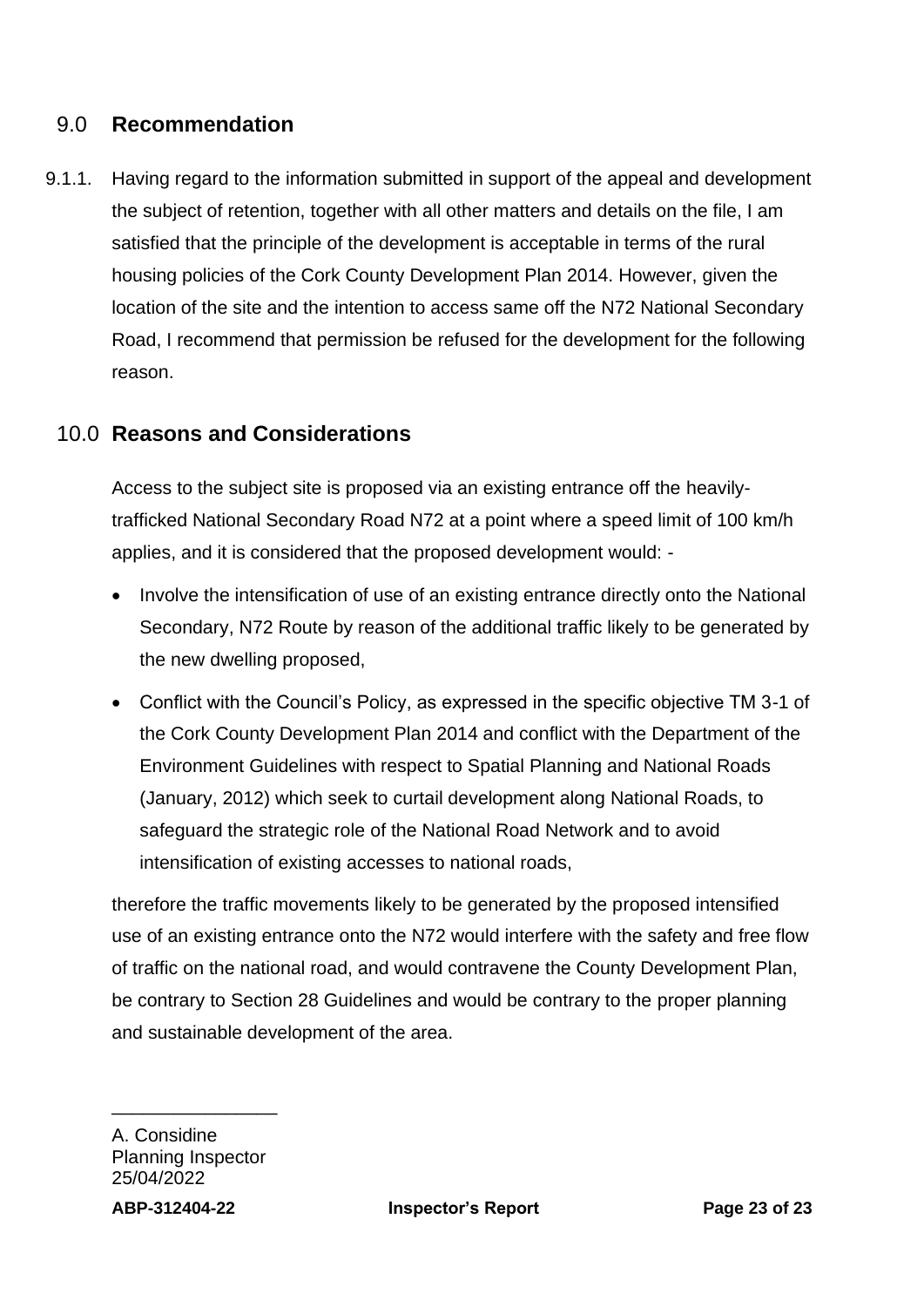## 9.0 Recommendation

9.1.1. Having regard to the information submitted in support of the appeal and development the subject of retention, together with all other matters and details on the file, I am satisfied that the principle of the development is acceptable in terms of the rural housing policies of the Cork County Development Plan 2014. However, given the location of the site and the intention to access same off the N72 National Secondary Road, I recommend that permission be refused for the development for the following reason.

## 10.0 Reasons and Considerations

Access to the subject site is proposed via an existing entrance off the heavily-trafficked National Secondary Road N72 at a point where a speed limit of 100 km/h applies, and it is considered that the proposed development would: -

- Involve the intensification of use of an existing entrance directly onto the National Secondary, N72 Route by reason of the additional traffic likely to be generated by the new dwelling proposed,
- Conflict with the Council's Policy, as expressed in the specific objective TM 3-1 of the Cork County Development Plan 2014 and conflict with the Department of the Environment Guidelines with respect to Spatial Planning and National Roads (January, 2012) which seek to curtail development along National Roads, to safeguard the strategic role of the National Road Network and to avoid intensification of existing accesses to national roads,

therefore the traffic movements likely to be generated by the proposed intensified use of an existing entrance onto the N72 would interfere with the safety and free flow of traffic on the national road, and would contravene the County Development Plan, be contrary to Section 28 Guidelines and would be contrary to the proper planning and sustainable development of the area.

\_\_\_\_\_\_\_\_\_\_\_\_\_\_\_\_

A. Considine
Planning Inspector
25/04/2022